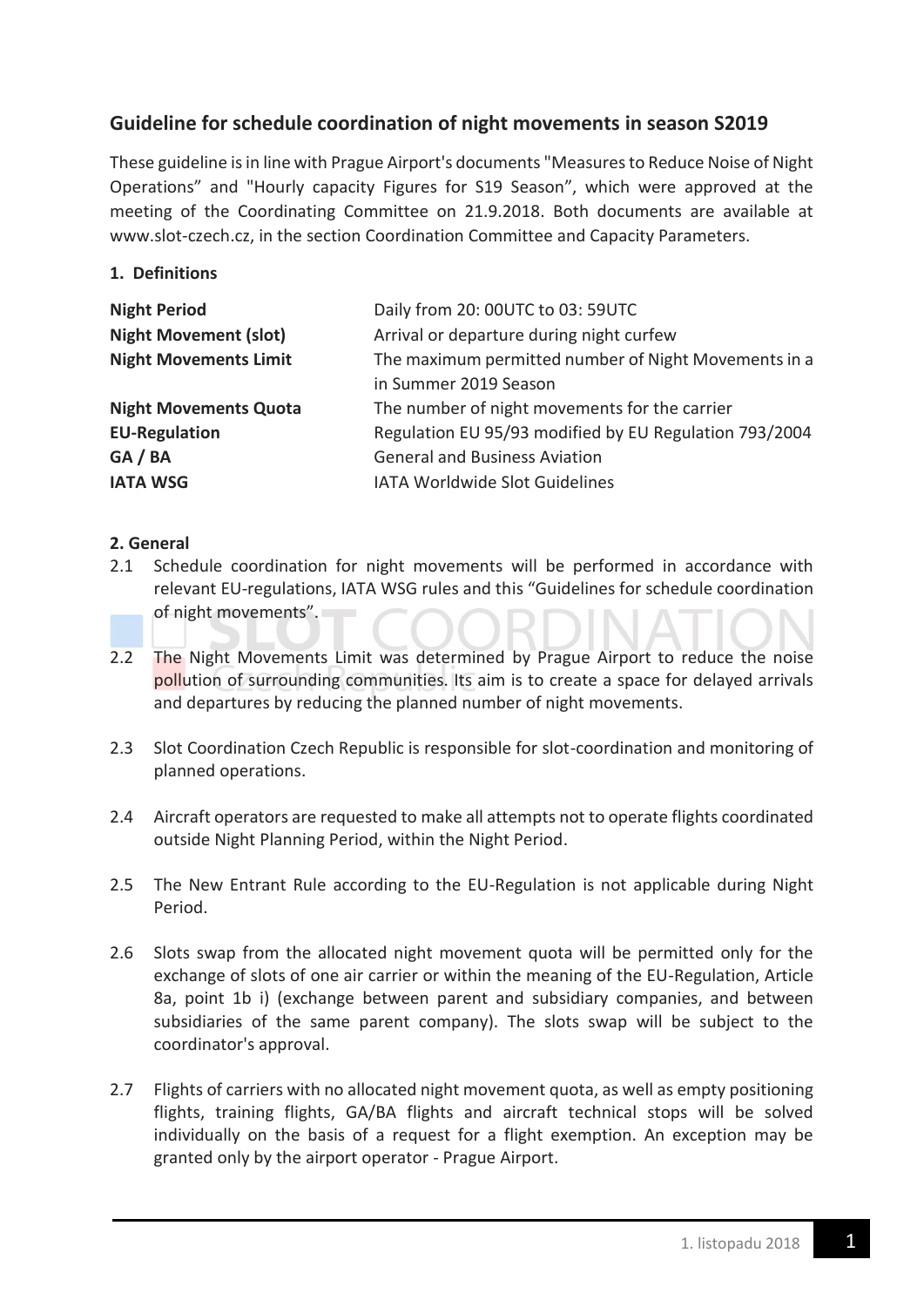## Guideline for schedule coordination of night movements in season S2019

These guideline is in line with Prague Airport's documents "Measures to Reduce Noise of Night Operations" and "Hourly capacity Figures for S19 Season", which were approved at the meeting of the Coordinating Committee on 21.9.2018. Both documents are available at www.slot-czech.cz, in the section Coordination Committee and Capacity Parameters.

### 1. Definitions

| | |
|---|---|
| **Night Period** | Daily from 20: 00UTC to 03: 59UTC |
| **Night Movement (slot)** | Arrival or departure during night curfew |
| **Night Movements Limit** | The maximum permitted number of Night Movements in a in Summer 2019 Season |
| **Night Movements Quota** | The number of night movements for the carrier |
| **EU-Regulation** | Regulation EU 95/93 modified by EU Regulation 793/2004 |
| **GA / BA** | General and Business Aviation |
| **IATA WSG** | IATA Worldwide Slot Guidelines |

### 2. General

2.1 Schedule coordination for night movements will be performed in accordance with relevant EU-regulations, IATA WSG rules and this "Guidelines for schedule coordination of night movements".

2.2 The Night Movements Limit was determined by Prague Airport to reduce the noise pollution of surrounding communities. Its aim is to create a space for delayed arrivals and departures by reducing the planned number of night movements.

2.3 Slot Coordination Czech Republic is responsible for slot-coordination and monitoring of planned operations.

2.4 Aircraft operators are requested to make all attempts not to operate flights coordinated outside Night Planning Period, within the Night Period.

2.5 The New Entrant Rule according to the EU-Regulation is not applicable during Night Period.

2.6 Slots swap from the allocated night movement quota will be permitted only for the exchange of slots of one air carrier or within the meaning of the EU-Regulation, Article 8a, point 1b i) (exchange between parent and subsidiary companies, and between subsidiaries of the same parent company). The slots swap will be subject to the coordinator's approval.

2.7 Flights of carriers with no allocated night movement quota, as well as empty positioning flights, training flights, GA/BA flights and aircraft technical stops will be solved individually on the basis of a request for a flight exemption. An exception may be granted only by the airport operator - Prague Airport.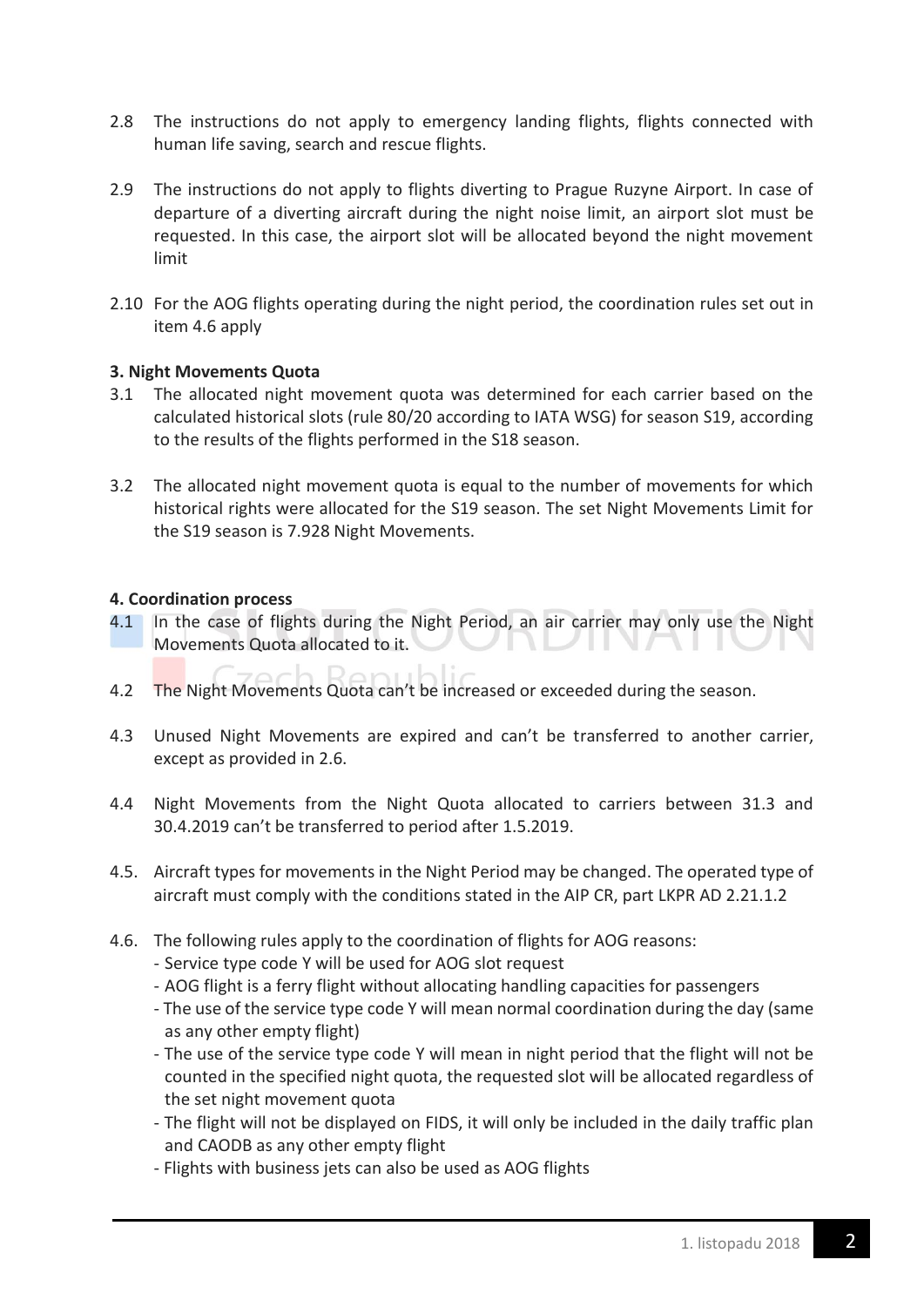2.8 The instructions do not apply to emergency landing flights, flights connected with human life saving, search and rescue flights.

2.9 The instructions do not apply to flights diverting to Prague Ruzyne Airport. In case of departure of a diverting aircraft during the night noise limit, an airport slot must be requested. In this case, the airport slot will be allocated beyond the night movement limit

2.10 For the AOG flights operating during the night period, the coordination rules set out in item 4.6 apply

**3. Night Movements Quota**

3.1 The allocated night movement quota was determined for each carrier based on the calculated historical slots (rule 80/20 according to IATA WSG) for season S19, according to the results of the flights performed in the S18 season.

3.2 The allocated night movement quota is equal to the number of movements for which historical rights were allocated for the S19 season. The set Night Movements Limit for the S19 season is 7.928 Night Movements.

**4. Coordination process**

4.1 In the case of flights during the Night Period, an air carrier may only use the Night Movements Quota allocated to it.

4.2 The Night Movements Quota can't be increased or exceeded during the season.

4.3 Unused Night Movements are expired and can't be transferred to another carrier, except as provided in 2.6.

4.4 Night Movements from the Night Quota allocated to carriers between 31.3 and 30.4.2019 can't be transferred to period after 1.5.2019.

4.5. Aircraft types for movements in the Night Period may be changed. The operated type of aircraft must comply with the conditions stated in the AIP CR, part LKPR AD 2.21.1.2

4.6. The following rules apply to the coordination of flights for AOG reasons:
- Service type code Y will be used for AOG slot request
- AOG flight is a ferry flight without allocating handling capacities for passengers
- The use of the service type code Y will mean normal coordination during the day (same as any other empty flight)
- The use of the service type code Y will mean in night period that the flight will not be counted in the specified night quota, the requested slot will be allocated regardless of the set night movement quota
- The flight will not be displayed on FIDS, it will only be included in the daily traffic plan and CAODB as any other empty flight
- Flights with business jets can also be used as AOG flights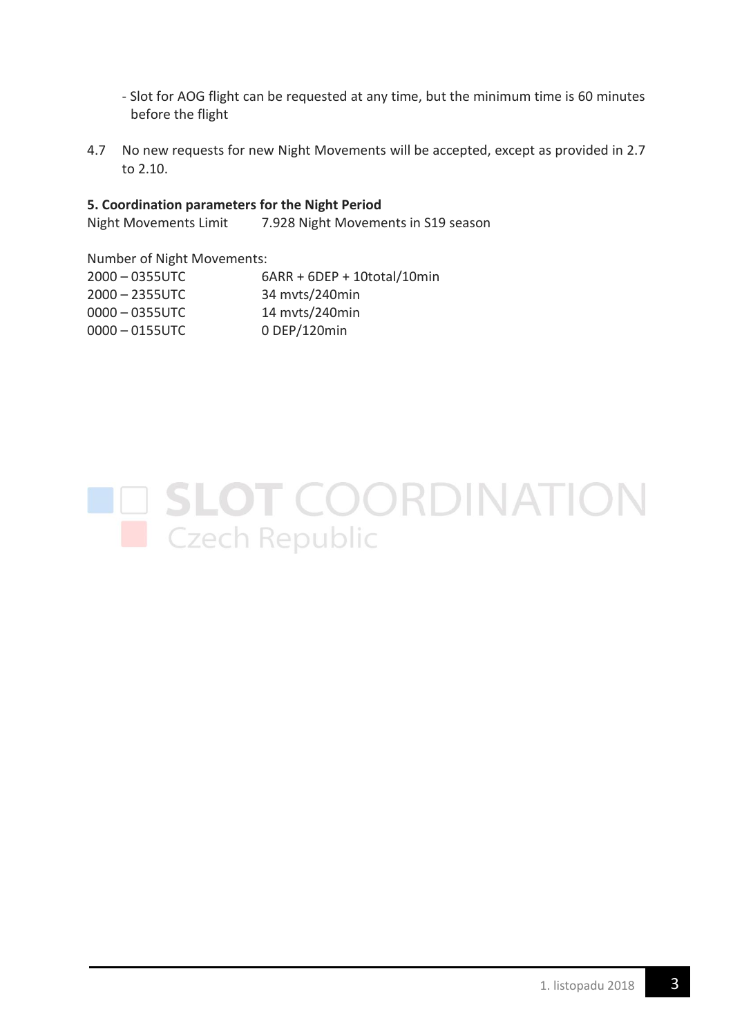- Slot for AOG flight can be requested at any time, but the minimum time is 60 minutes before the flight

4.7 No new requests for new Night Movements will be accepted, except as provided in 2.7 to 2.10.

**5. Coordination parameters for the Night Period**

Night Movements Limit 7.928 Night Movements in S19 season

Number of Night Movements:

| | |
|---|---|
| 2000 – 0355UTC | 6ARR + 6DEP + 10total/10min |
| 2000 – 2355UTC | 34 mvts/240min |
| 0000 – 0355UTC | 14 mvts/240min |
| 0000 – 0155UTC | 0 DEP/120min |

SLOT COORDINATION Czech Republic